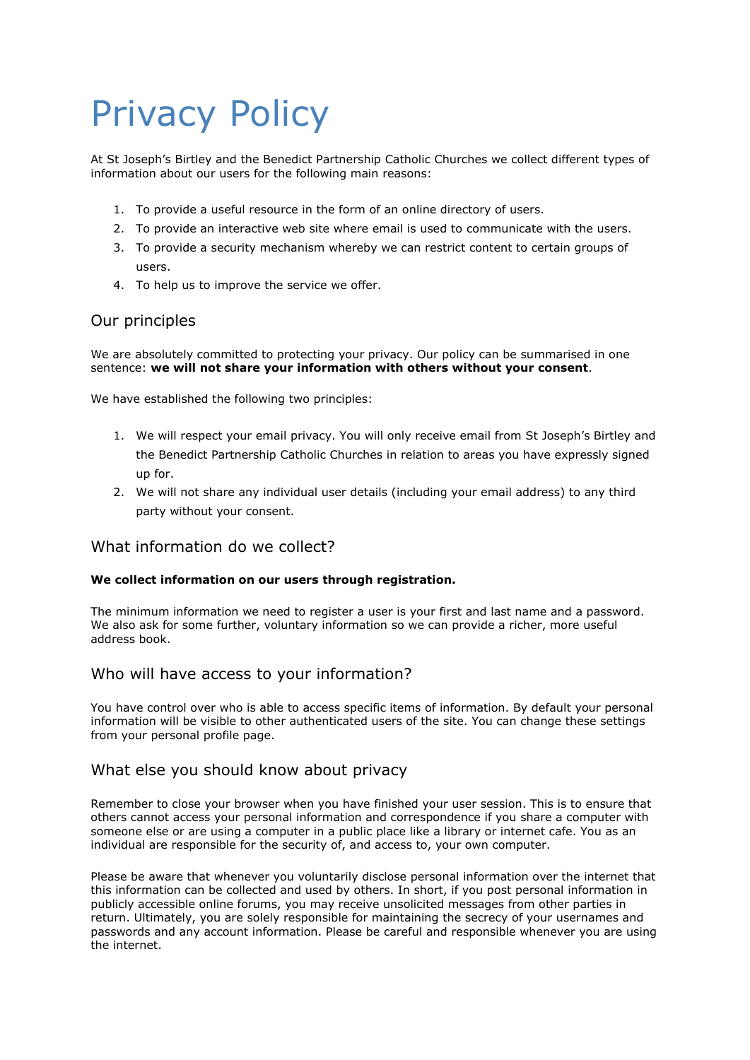# Privacy Policy

At St Joseph's Birtley and the Benedict Partnership Catholic Churches we collect different types of information about our users for the following main reasons:

1. To provide a useful resource in the form of an online directory of users.
2. To provide an interactive web site where email is used to communicate with the users.
3. To provide a security mechanism whereby we can restrict content to certain groups of users.
4. To help us to improve the service we offer.

## Our principles

We are absolutely committed to protecting your privacy. Our policy can be summarised in one sentence: **we will not share your information with others without your consent**.

We have established the following two principles:

1. We will respect your email privacy. You will only receive email from St Joseph's Birtley and the Benedict Partnership Catholic Churches in relation to areas you have expressly signed up for.
2. We will not share any individual user details (including your email address) to any third party without your consent.

## What information do we collect?

**We collect information on our users through registration.**

The minimum information we need to register a user is your first and last name and a password. We also ask for some further, voluntary information so we can provide a richer, more useful address book.

## Who will have access to your information?

You have control over who is able to access specific items of information. By default your personal information will be visible to other authenticated users of the site. You can change these settings from your personal profile page.

## What else you should know about privacy

Remember to close your browser when you have finished your user session. This is to ensure that others cannot access your personal information and correspondence if you share a computer with someone else or are using a computer in a public place like a library or internet cafe. You as an individual are responsible for the security of, and access to, your own computer.

Please be aware that whenever you voluntarily disclose personal information over the internet that this information can be collected and used by others. In short, if you post personal information in publicly accessible online forums, you may receive unsolicited messages from other parties in return. Ultimately, you are solely responsible for maintaining the secrecy of your usernames and passwords and any account information. Please be careful and responsible whenever you are using the internet.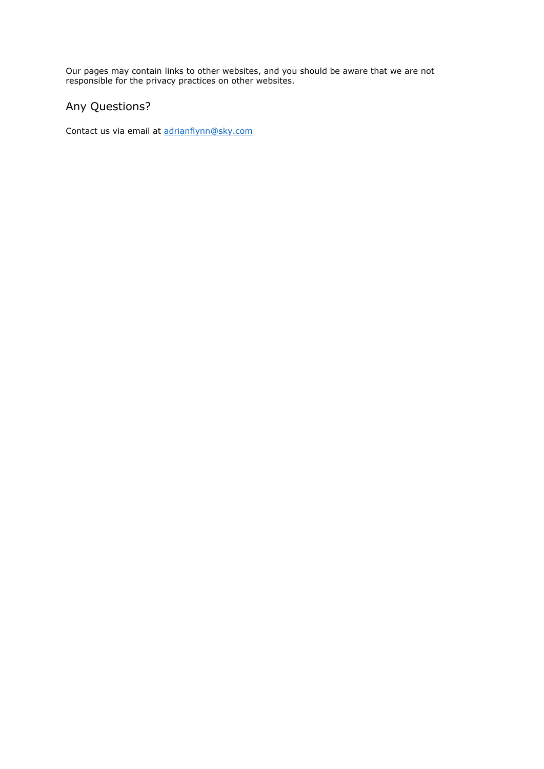Our pages may contain links to other websites, and you should be aware that we are not responsible for the privacy practices on other websites.

## Any Questions?

Contact us via email at [adrianflynn@sky.com](mailto:adrianflynn@sky.com)